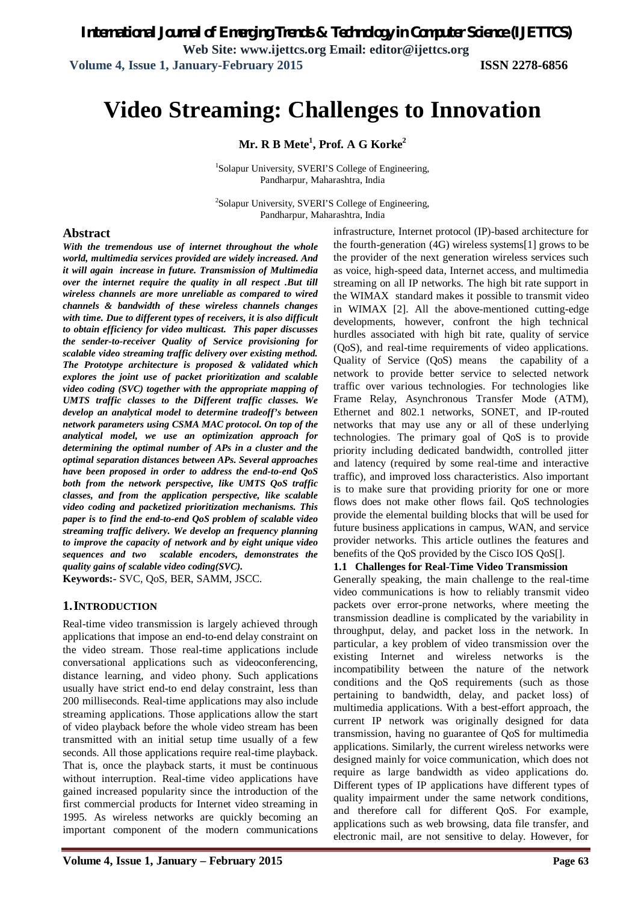# Video Streaming: Challenges to Innovation

**Mr. R B Mete[1], Prof. A G Korke[2]**

[1]Solapur University, SVERI'S College of Engineering, Pandharpur, Maharashtra, India

[2]Solapur University, SVERI'S College of Engineering, Pandharpur, Maharashtra, India

## Abstract

***With the tremendous use of internet throughout the whole world, multimedia services provided are widely increased. And it will again increase in future. Transmission of Multimedia over the internet require the quality in all respect .But till wireless channels are more unreliable as compared to wired channels & bandwidth of these wireless channels changes with time. Due to different types of receivers, it is also difficult to obtain efficiency for video multicast. This paper discusses the sender-to-receiver Quality of Service provisioning for scalable video streaming traffic delivery over existing method. The Prototype architecture is proposed & validated which explores the joint use of packet prioritization and scalable video coding (SVC) together with the appropriate mapping of UMTS traffic classes to the Different traffic classes. We develop an analytical model to determine tradeoff's between network parameters using CSMA MAC protocol. On top of the analytical model, we use an optimization approach for determining the optimal number of APs in a cluster and the optimal separation distances between APs. Several approaches have been proposed in order to address the end-to-end QoS both from the network perspective, like UMTS QoS traffic classes, and from the application perspective, like scalable video coding and packetized prioritization mechanisms. This paper is to find the end-to-end QoS problem of scalable video streaming traffic delivery. We develop an frequency planning to improve the capacity of network and by eight unique video sequences and two scalable encoders, demonstrates the quality gains of scalable video coding(SVC).***

**Keywords:-** SVC, QoS, BER, SAMM, JSCC.

## 1. INTRODUCTION

Real-time video transmission is largely achieved through applications that impose an end-to-end delay constraint on the video stream. Those real-time applications include conversational applications such as videoconferencing, distance learning, and video phony. Such applications usually have strict end-to end delay constraint, less than 200 milliseconds. Real-time applications may also include streaming applications. Those applications allow the start of video playback before the whole video stream has been transmitted with an initial setup time usually of a few seconds. All those applications require real-time playback. That is, once the playback starts, it must be continuous without interruption. Real-time video applications have gained increased popularity since the introduction of the first commercial products for Internet video streaming in 1995. As wireless networks are quickly becoming an important component of the modern communications infrastructure, Internet protocol (IP)-based architecture for the fourth-generation (4G) wireless systems[1] grows to be the provider of the next generation wireless services such as voice, high-speed data, Internet access, and multimedia streaming on all IP networks. The high bit rate support in the WIMAX standard makes it possible to transmit video in WIMAX [2]. All the above-mentioned cutting-edge developments, however, confront the high technical hurdles associated with high bit rate, quality of service (QoS), and real-time requirements of video applications. Quality of Service (QoS) means the capability of a network to provide better service to selected network traffic over various technologies. For technologies like Frame Relay, Asynchronous Transfer Mode (ATM), Ethernet and 802.1 networks, SONET, and IP-routed networks that may use any or all of these underlying technologies. The primary goal of QoS is to provide priority including dedicated bandwidth, controlled jitter and latency (required by some real-time and interactive traffic), and improved loss characteristics. Also important is to make sure that providing priority for one or more flows does not make other flows fail. QoS technologies provide the elemental building blocks that will be used for future business applications in campus, WAN, and service provider networks. This article outlines the features and benefits of the QoS provided by the Cisco IOS QoS[].

### 1.1 Challenges for Real-Time Video Transmission

Generally speaking, the main challenge to the real-time video communications is how to reliably transmit video packets over error-prone networks, where meeting the transmission deadline is complicated by the variability in throughput, delay, and packet loss in the network. In particular, a key problem of video transmission over the existing Internet and wireless networks is the incompatibility between the nature of the network conditions and the QoS requirements (such as those pertaining to bandwidth, delay, and packet loss) of multimedia applications. With a best-effort approach, the current IP network was originally designed for data transmission, having no guarantee of QoS for multimedia applications. Similarly, the current wireless networks were designed mainly for voice communication, which does not require as large bandwidth as video applications do. Different types of IP applications have different types of quality impairment under the same network conditions, and therefore call for different QoS. For example, applications such as web browsing, data file transfer, and electronic mail, are not sensitive to delay. However, for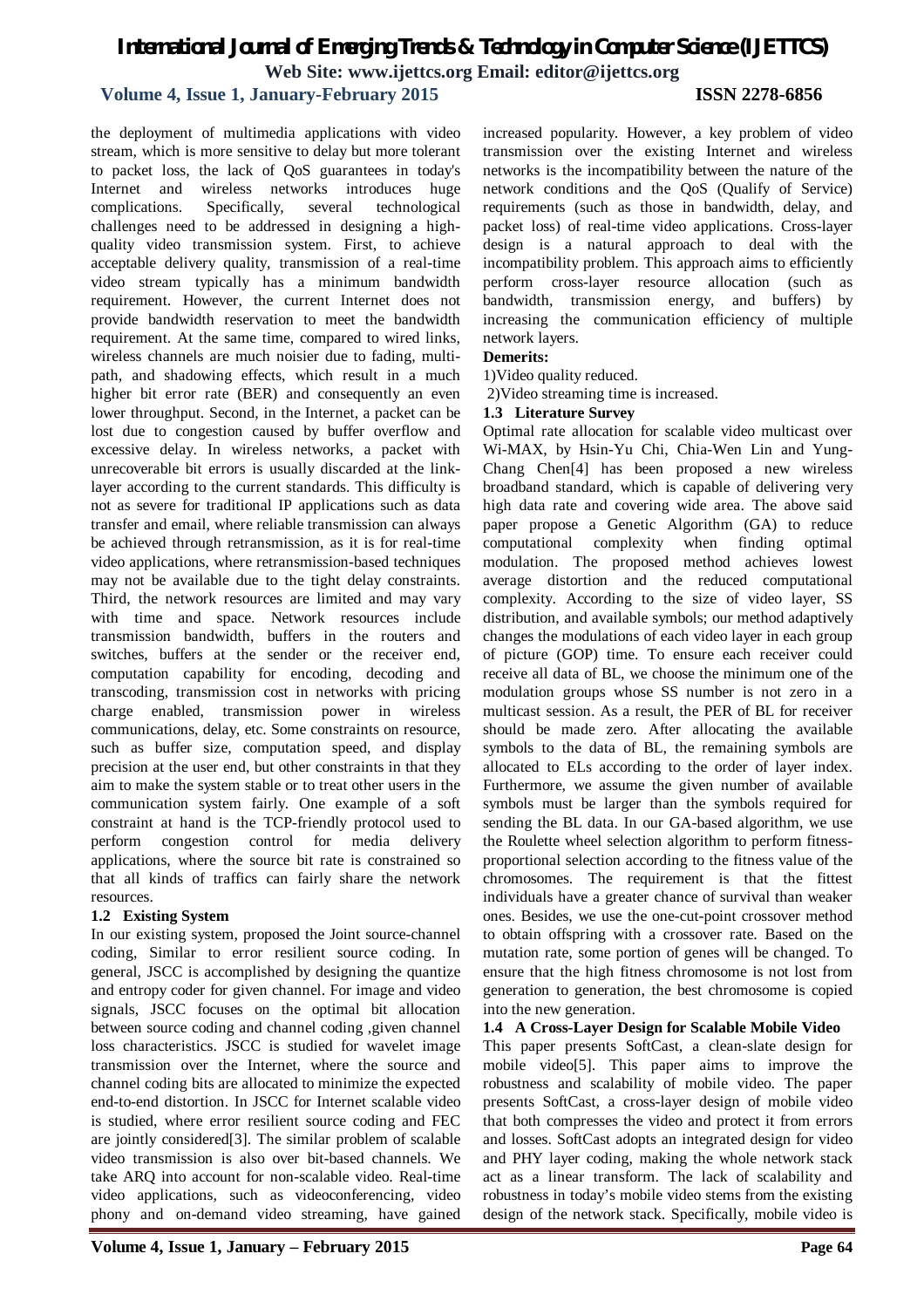the deployment of multimedia applications with video stream, which is more sensitive to delay but more tolerant to packet loss, the lack of QoS guarantees in today's Internet and wireless networks introduces huge complications. Specifically, several technological challenges need to be addressed in designing a high-quality video transmission system. First, to achieve acceptable delivery quality, transmission of a real-time video stream typically has a minimum bandwidth requirement. However, the current Internet does not provide bandwidth reservation to meet the bandwidth requirement. At the same time, compared to wired links, wireless channels are much noisier due to fading, multi-path, and shadowing effects, which result in a much higher bit error rate (BER) and consequently an even lower throughput. Second, in the Internet, a packet can be lost due to congestion caused by buffer overflow and excessive delay. In wireless networks, a packet with unrecoverable bit errors is usually discarded at the link-layer according to the current standards. This difficulty is not as severe for traditional IP applications such as data transfer and email, where reliable transmission can always be achieved through retransmission, as it is for real-time video applications, where retransmission-based techniques may not be available due to the tight delay constraints. Third, the network resources are limited and may vary with time and space. Network resources include transmission bandwidth, buffers in the routers and switches, buffers at the sender or the receiver end, computation capability for encoding, decoding and transcoding, transmission cost in networks with pricing charge enabled, transmission power in wireless communications, delay, etc. Some constraints on resource, such as buffer size, computation speed, and display precision at the user end, but other constraints in that they aim to make the system stable or to treat other users in the communication system fairly. One example of a soft constraint at hand is the TCP-friendly protocol used to perform congestion control for media delivery applications, where the source bit rate is constrained so that all kinds of traffics can fairly share the network resources.

### 1.2 Existing System

In our existing system, proposed the Joint source-channel coding, Similar to error resilient source coding. In general, JSCC is accomplished by designing the quantize and entropy coder for given channel. For image and video signals, JSCC focuses on the optimal bit allocation between source coding and channel coding ,given channel loss characteristics. JSCC is studied for wavelet image transmission over the Internet, where the source and channel coding bits are allocated to minimize the expected end-to-end distortion. In JSCC for Internet scalable video is studied, where error resilient source coding and FEC are jointly considered[3]. The similar problem of scalable video transmission is also over bit-based channels. We take ARQ into account for non-scalable video. Real-time video applications, such as videoconferencing, video phony and on-demand video streaming, have gained increased popularity. However, a key problem of video transmission over the existing Internet and wireless networks is the incompatibility between the nature of the network conditions and the QoS (Qualify of Service) requirements (such as those in bandwidth, delay, and packet loss) of real-time video applications. Cross-layer design is a natural approach to deal with the incompatibility problem. This approach aims to efficiently perform cross-layer resource allocation (such as bandwidth, transmission energy, and buffers) by increasing the communication efficiency of multiple network layers.

**Demerits:**

1)Video quality reduced.

2)Video streaming time is increased.

### 1.3 Literature Survey

Optimal rate allocation for scalable video multicast over Wi-MAX, by Hsin-Yu Chi, Chia-Wen Lin and Yung-Chang Chen[4] has been proposed a new wireless broadband standard, which is capable of delivering very high data rate and covering wide area. The above said paper propose a Genetic Algorithm (GA) to reduce computational complexity when finding optimal modulation. The proposed method achieves lowest average distortion and the reduced computational complexity. According to the size of video layer, SS distribution, and available symbols; our method adaptively changes the modulations of each video layer in each group of picture (GOP) time. To ensure each receiver could receive all data of BL, we choose the minimum one of the modulation groups whose SS number is not zero in a multicast session. As a result, the PER of BL for receiver should be made zero. After allocating the available symbols to the data of BL, the remaining symbols are allocated to ELs according to the order of layer index. Furthermore, we assume the given number of available symbols must be larger than the symbols required for sending the BL data. In our GA-based algorithm, we use the Roulette wheel selection algorithm to perform fitness-proportional selection according to the fitness value of the chromosomes. The requirement is that the fittest individuals have a greater chance of survival than weaker ones. Besides, we use the one-cut-point crossover method to obtain offspring with a crossover rate. Based on the mutation rate, some portion of genes will be changed. To ensure that the high fitness chromosome is not lost from generation to generation, the best chromosome is copied into the new generation.

### 1.4 A Cross-Layer Design for Scalable Mobile Video

This paper presents SoftCast, a clean-slate design for mobile video[5]. This paper aims to improve the robustness and scalability of mobile video. The paper presents SoftCast, a cross-layer design of mobile video that both compresses the video and protect it from errors and losses. SoftCast adopts an integrated design for video and PHY layer coding, making the whole network stack act as a linear transform. The lack of scalability and robustness in today's mobile video stems from the existing design of the network stack. Specifically, mobile video is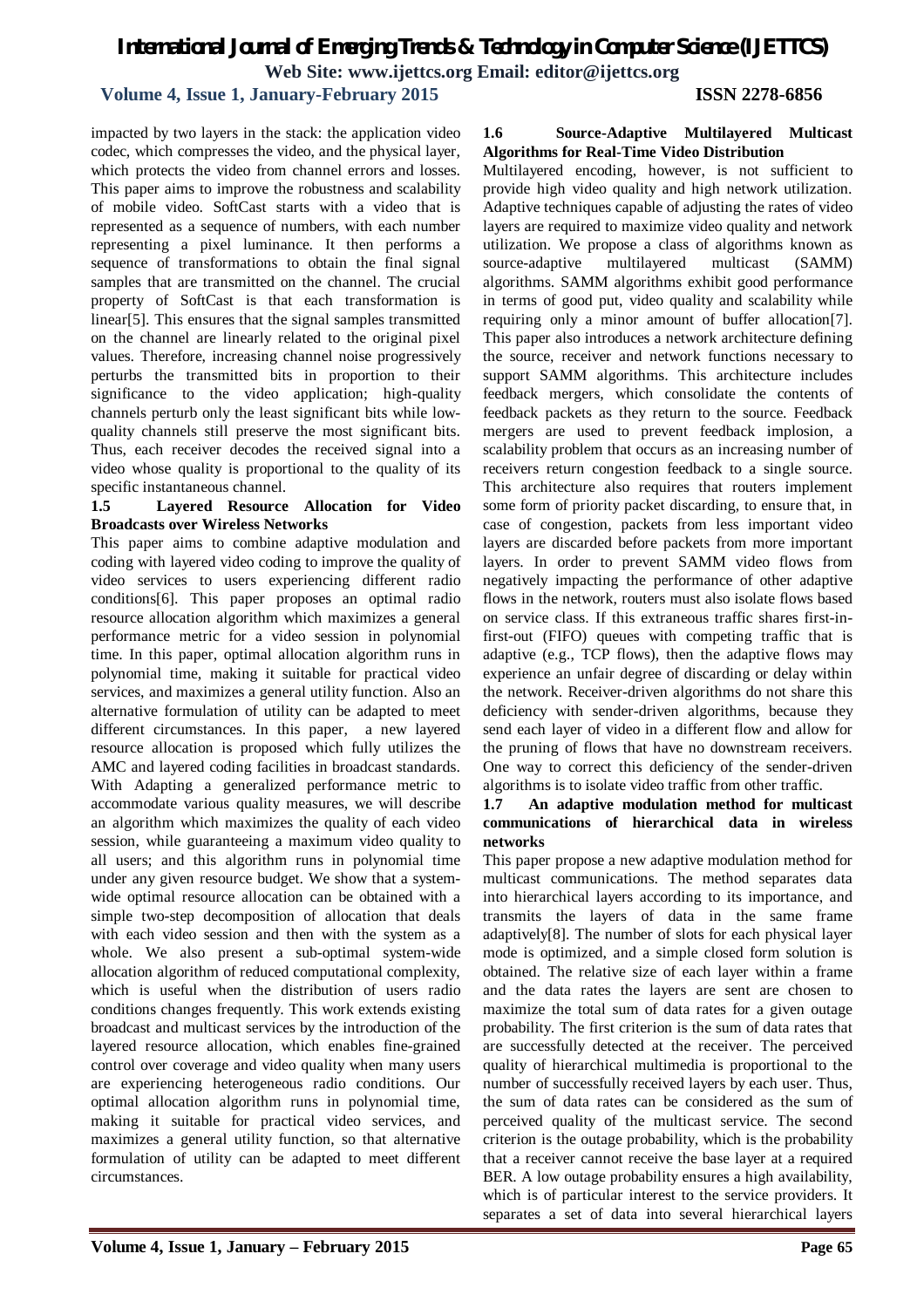impacted by two layers in the stack: the application video codec, which compresses the video, and the physical layer, which protects the video from channel errors and losses. This paper aims to improve the robustness and scalability of mobile video. SoftCast starts with a video that is represented as a sequence of numbers, with each number representing a pixel luminance. It then performs a sequence of transformations to obtain the final signal samples that are transmitted on the channel. The crucial property of SoftCast is that each transformation is linear[5]. This ensures that the signal samples transmitted on the channel are linearly related to the original pixel values. Therefore, increasing channel noise progressively perturbs the transmitted bits in proportion to their significance to the video application; high-quality channels perturb only the least significant bits while low-quality channels still preserve the most significant bits. Thus, each receiver decodes the received signal into a video whose quality is proportional to the quality of its specific instantaneous channel.

### 1.5 Layered Resource Allocation for Video Broadcasts over Wireless Networks

This paper aims to combine adaptive modulation and coding with layered video coding to improve the quality of video services to users experiencing different radio conditions[6]. This paper proposes an optimal radio resource allocation algorithm which maximizes a general performance metric for a video session in polynomial time. In this paper, optimal allocation algorithm runs in polynomial time, making it suitable for practical video services, and maximizes a general utility function. Also an alternative formulation of utility can be adapted to meet different circumstances. In this paper, a new layered resource allocation is proposed which fully utilizes the AMC and layered coding facilities in broadcast standards. With Adapting a generalized performance metric to accommodate various quality measures, we will describe an algorithm which maximizes the quality of each video session, while guaranteeing a maximum video quality to all users; and this algorithm runs in polynomial time under any given resource budget. We show that a system-wide optimal resource allocation can be obtained with a simple two-step decomposition of allocation that deals with each video session and then with the system as a whole. We also present a sub-optimal system-wide allocation algorithm of reduced computational complexity, which is useful when the distribution of users radio conditions changes frequently. This work extends existing broadcast and multicast services by the introduction of the layered resource allocation, which enables fine-grained control over coverage and video quality when many users are experiencing heterogeneous radio conditions. Our optimal allocation algorithm runs in polynomial time, making it suitable for practical video services, and maximizes a general utility function, so that alternative formulation of utility can be adapted to meet different circumstances.

### 1.6 Source-Adaptive Multilayered Multicast Algorithms for Real-Time Video Distribution

Multilayered encoding, however, is not sufficient to provide high video quality and high network utilization. Adaptive techniques capable of adjusting the rates of video layers are required to maximize video quality and network utilization. We propose a class of algorithms known as source-adaptive multilayered multicast (SAMM) algorithms. SAMM algorithms exhibit good performance in terms of good put, video quality and scalability while requiring only a minor amount of buffer allocation[7]. This paper also introduces a network architecture defining the source, receiver and network functions necessary to support SAMM algorithms. This architecture includes feedback mergers, which consolidate the contents of feedback packets as they return to the source. Feedback mergers are used to prevent feedback implosion, a scalability problem that occurs as an increasing number of receivers return congestion feedback to a single source. This architecture also requires that routers implement some form of priority packet discarding, to ensure that, in case of congestion, packets from less important video layers are discarded before packets from more important layers. In order to prevent SAMM video flows from negatively impacting the performance of other adaptive flows in the network, routers must also isolate flows based on service class. If this extraneous traffic shares first-in-first-out (FIFO) queues with competing traffic that is adaptive (e.g., TCP flows), then the adaptive flows may experience an unfair degree of discarding or delay within the network. Receiver-driven algorithms do not share this deficiency with sender-driven algorithms, because they send each layer of video in a different flow and allow for the pruning of flows that have no downstream receivers. One way to correct this deficiency of the sender-driven algorithms is to isolate video traffic from other traffic.

### 1.7 An adaptive modulation method for multicast communications of hierarchical data in wireless networks

This paper propose a new adaptive modulation method for multicast communications. The method separates data into hierarchical layers according to its importance, and transmits the layers of data in the same frame adaptively[8]. The number of slots for each physical layer mode is optimized, and a simple closed form solution is obtained. The relative size of each layer within a frame and the data rates the layers are sent are chosen to maximize the total sum of data rates for a given outage probability. The first criterion is the sum of data rates that are successfully detected at the receiver. The perceived quality of hierarchical multimedia is proportional to the number of successfully received layers by each user. Thus, the sum of data rates can be considered as the sum of perceived quality of the multicast service. The second criterion is the outage probability, which is the probability that a receiver cannot receive the base layer at a required BER. A low outage probability ensures a high availability, which is of particular interest to the service providers. It separates a set of data into several hierarchical layers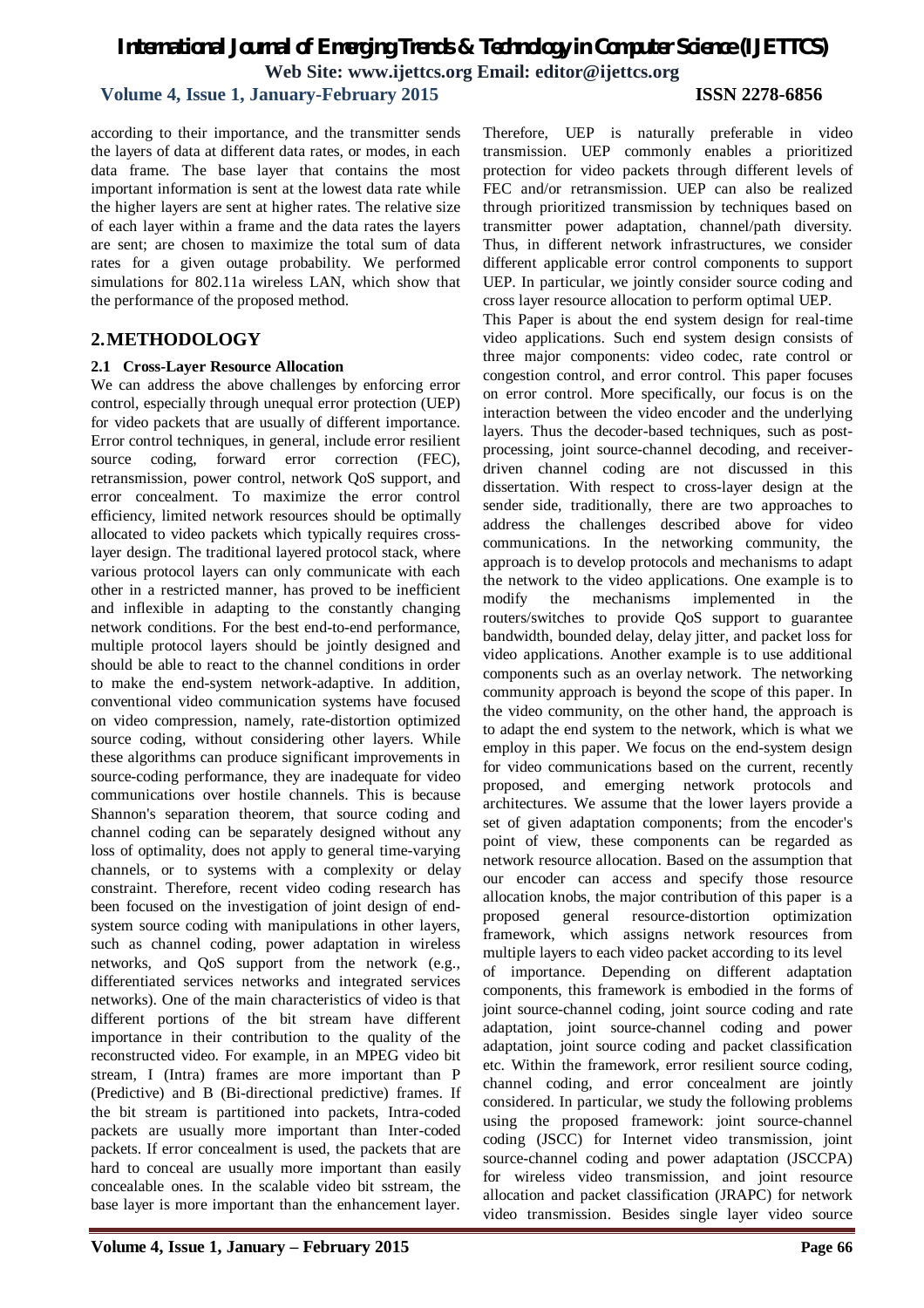according to their importance, and the transmitter sends the layers of data at different data rates, or modes, in each data frame. The base layer that contains the most important information is sent at the lowest data rate while the higher layers are sent at higher rates. The relative size of each layer within a frame and the data rates the layers are sent; are chosen to maximize the total sum of data rates for a given outage probability. We performed simulations for 802.11a wireless LAN, which show that the performance of the proposed method.

## 2. METHODOLOGY

### 2.1 Cross-Layer Resource Allocation

We can address the above challenges by enforcing error control, especially through unequal error protection (UEP) for video packets that are usually of different importance. Error control techniques, in general, include error resilient source coding, forward error correction (FEC), retransmission, power control, network QoS support, and error concealment. To maximize the error control efficiency, limited network resources should be optimally allocated to video packets which typically requires cross-layer design. The traditional layered protocol stack, where various protocol layers can only communicate with each other in a restricted manner, has proved to be inefficient and inflexible in adapting to the constantly changing network conditions. For the best end-to-end performance, multiple protocol layers should be jointly designed and should be able to react to the channel conditions in order to make the end-system network-adaptive. In addition, conventional video communication systems have focused on video compression, namely, rate-distortion optimized source coding, without considering other layers. While these algorithms can produce significant improvements in source-coding performance, they are inadequate for video communications over hostile channels. This is because Shannon's separation theorem, that source coding and channel coding can be separately designed without any loss of optimality, does not apply to general time-varying channels, or to systems with a complexity or delay constraint. Therefore, recent video coding research has been focused on the investigation of joint design of end-system source coding with manipulations in other layers, such as channel coding, power adaptation in wireless networks, and QoS support from the network (e.g., differentiated services networks and integrated services networks). One of the main characteristics of video is that different portions of the bit stream have different importance in their contribution to the quality of the reconstructed video. For example, in an MPEG video bit stream, I (Intra) frames are more important than P (Predictive) and B (Bi-directional predictive) frames. If the bit stream is partitioned into packets, Intra-coded packets are usually more important than Inter-coded packets. If error concealment is used, the packets that are hard to conceal are usually more important than easily concealable ones. In the scalable video bit sstream, the base layer is more important than the enhancement layer. Therefore, UEP is naturally preferable in video transmission. UEP commonly enables a prioritized protection for video packets through different levels of FEC and/or retransmission. UEP can also be realized through prioritized transmission by techniques based on transmitter power adaptation, channel/path diversity. Thus, in different network infrastructures, we consider different applicable error control components to support UEP. In particular, we jointly consider source coding and cross layer resource allocation to perform optimal UEP.

This Paper is about the end system design for real-time video applications. Such end system design consists of three major components: video codec, rate control or congestion control, and error control. This paper focuses on error control. More specifically, our focus is on the interaction between the video encoder and the underlying layers. Thus the decoder-based techniques, such as post-processing, joint source-channel decoding, and receiver-driven channel coding are not discussed in this dissertation. With respect to cross-layer design at the sender side, traditionally, there are two approaches to address the challenges described above for video communications. In the networking community, the approach is to develop protocols and mechanisms to adapt the network to the video applications. One example is to modify the mechanisms implemented in the routers/switches to provide QoS support to guarantee bandwidth, bounded delay, delay jitter, and packet loss for video applications. Another example is to use additional components such as an overlay network. The networking community approach is beyond the scope of this paper. In the video community, on the other hand, the approach is to adapt the end system to the network, which is what we employ in this paper. We focus on the end-system design for video communications based on the current, recently proposed, and emerging network protocols and architectures. We assume that the lower layers provide a set of given adaptation components; from the encoder's point of view, these components can be regarded as network resource allocation. Based on the assumption that our encoder can access and specify those resource allocation knobs, the major contribution of this paper is a proposed general resource-distortion optimization framework, which assigns network resources from multiple layers to each video packet according to its level of importance. Depending on different adaptation components, this framework is embodied in the forms of joint source-channel coding, joint source coding and rate adaptation, joint source-channel coding and power adaptation, joint source coding and packet classification etc. Within the framework, error resilient source coding, channel coding, and error concealment are jointly considered. In particular, we study the following problems using the proposed framework: joint source-channel coding (JSCC) for Internet video transmission, joint source-channel coding and power adaptation (JSCCPA) for wireless video transmission, and joint resource allocation and packet classification (JRAPC) for network video transmission. Besides single layer video source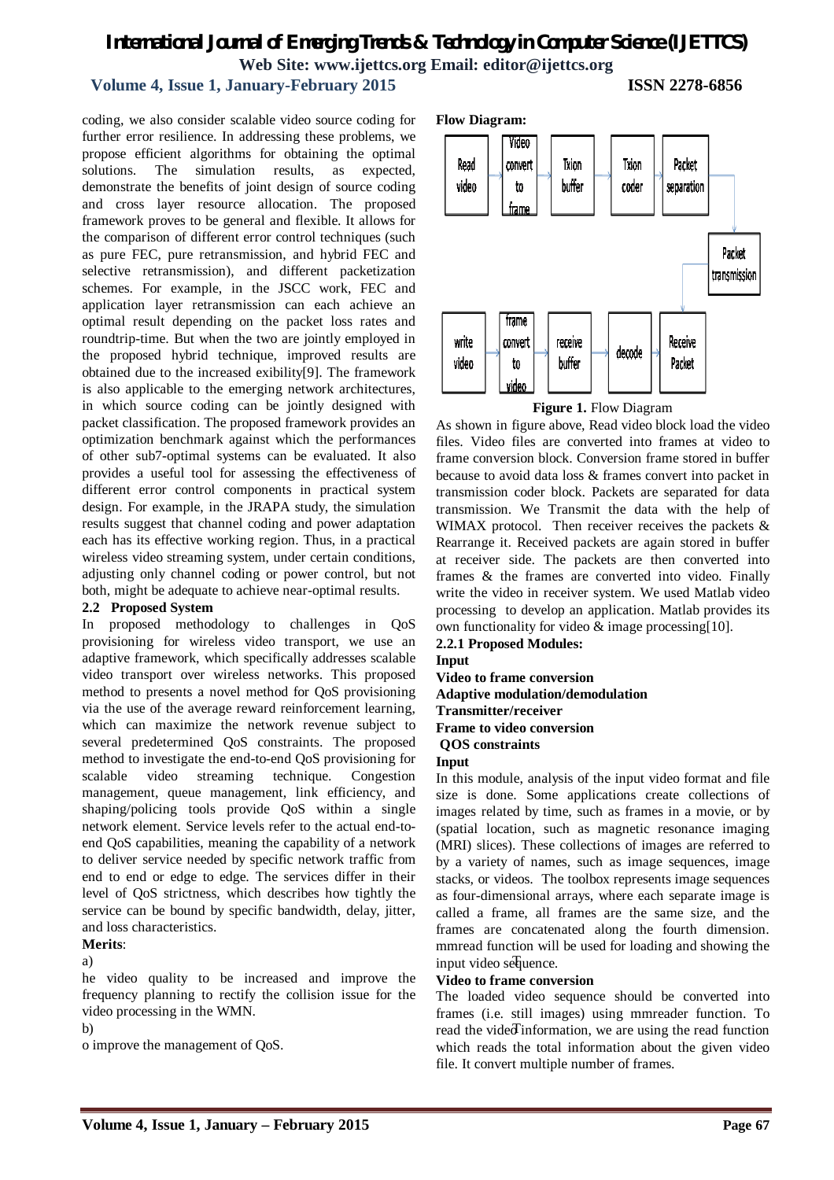coding, we also consider scalable video source coding for further error resilience. In addressing these problems, we propose efficient algorithms for obtaining the optimal solutions. The simulation results, as expected, demonstrate the benefits of joint design of source coding and cross layer resource allocation. The proposed framework proves to be general and flexible. It allows for the comparison of different error control techniques (such as pure FEC, pure retransmission, and hybrid FEC and selective retransmission), and different packetization schemes. For example, in the JSCC work, FEC and application layer retransmission can each achieve an optimal result depending on the packet loss rates and roundtrip-time. But when the two are jointly employed in the proposed hybrid technique, improved results are obtained due to the increased exibility[9]. The framework is also applicable to the emerging network architectures, in which source coding can be jointly designed with packet classification. The proposed framework provides an optimization benchmark against which the performances of other sub7-optimal systems can be evaluated. It also provides a useful tool for assessing the effectiveness of different error control components in practical system design. For example, in the JRAPA study, the simulation results suggest that channel coding and power adaptation each has its effective working region. Thus, in a practical wireless video streaming system, under certain conditions, adjusting only channel coding or power control, but not both, might be adequate to achieve near-optimal results.

### 2.2 Proposed System

In proposed methodology to challenges in QoS provisioning for wireless video transport, we use an adaptive framework, which specifically addresses scalable video transport over wireless networks. This proposed method to presents a novel method for QoS provisioning via the use of the average reward reinforcement learning, which can maximize the network revenue subject to several predetermined QoS constraints. The proposed method to investigate the end-to-end QoS provisioning for scalable video streaming technique. Congestion management, queue management, link efficiency, and shaping/policing tools provide QoS within a single network element. Service levels refer to the actual end-to-end QoS capabilities, meaning the capability of a network to deliver service needed by specific network traffic from end to end or edge to edge. The services differ in their level of QoS strictness, which describes how tightly the service can be bound by specific bandwidth, delay, jitter, and loss characteristics.

**Merits**:

a)

he video quality to be increased and improve the frequency planning to rectify the collision issue for the video processing in the WMN.

b)

o improve the management of QoS.

**Flow Diagram:**

Read video → Video convert to frame → Txion buffer → Txion coder → Packet separation → Packet transmission → Receive Packet → decode → receive buffer → frame convert to video → write video

**Figure 1.** Flow Diagram

As shown in figure above, Read video block load the video files. Video files are converted into frames at video to frame conversion block. Conversion frame stored in buffer because to avoid data loss & frames convert into packet in transmission coder block. Packets are separated for data transmission. We Transmit the data with the help of WIMAX protocol. Then receiver receives the packets & Rearrange it. Received packets are again stored in buffer at receiver side. The packets are then converted into frames & the frames are converted into video. Finally write the video in receiver system. We used Matlab video processing to develop an application. Matlab provides its own functionality for video & image processing[10].

#### 2.2.1 Proposed Modules:

**Input**

**Video to frame conversion**

**Adaptive modulation/demodulation**

**Transmitter/receiver**

**Frame to video conversion**

**QOS constraints**

**Input**

In this module, analysis of the input video format and file size is done. Some applications create collections of images related by time, such as frames in a movie, or by (spatial location, such as magnetic resonance imaging (MRI) slices). These collections of images are referred to by a variety of names, such as image sequences, image stacks, or videos. The toolbox represents image sequences as four-dimensional arrays, where each separate image is called a frame, all frames are the same size, and the frames are concatenated along the fourth dimension. mmread function will be used for loading and showing the input video sequence.

**Video to frame conversion**

The loaded video sequence should be converted into frames (i.e. still images) using mmreader function. To read the video information, we are using the read function which reads the total information about the given video file. It convert multiple number of frames.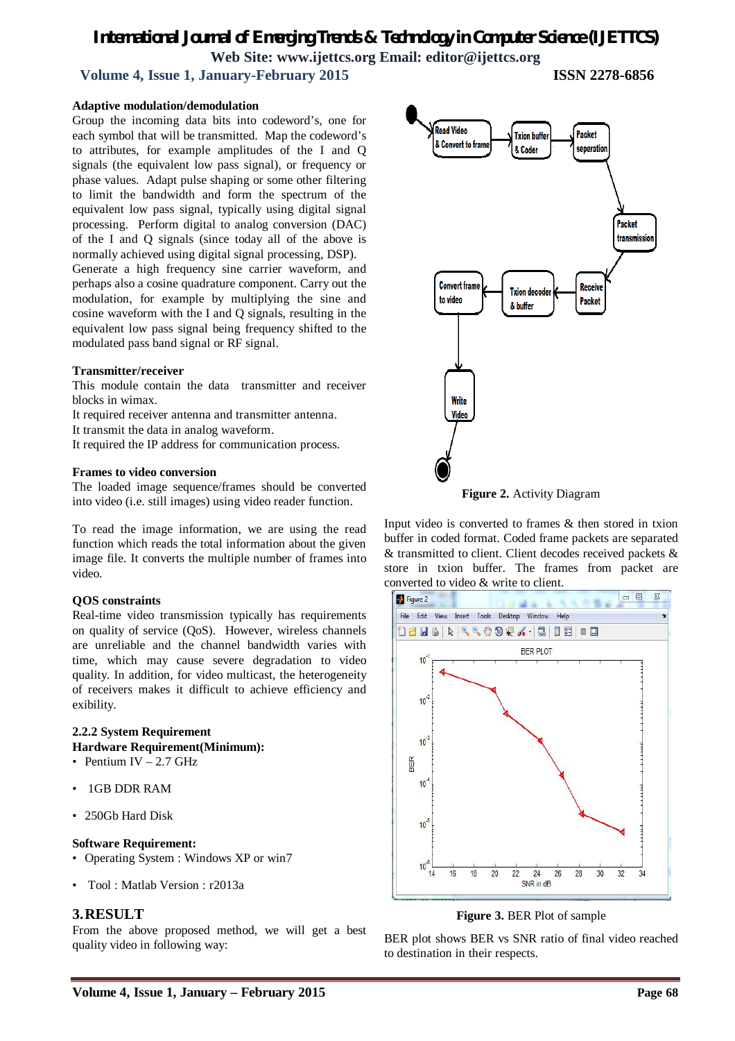**Adaptive modulation/demodulation**

Group the incoming data bits into codeword's, one for each symbol that will be transmitted. Map the codeword's to attributes, for example amplitudes of the I and Q signals (the equivalent low pass signal), or frequency or phase values. Adapt pulse shaping or some other filtering to limit the bandwidth and form the spectrum of the equivalent low pass signal, typically using digital signal processing. Perform digital to analog conversion (DAC) of the I and Q signals (since today all of the above is normally achieved using digital signal processing, DSP). Generate a high frequency sine carrier waveform, and perhaps also a cosine quadrature component. Carry out the modulation, for example by multiplying the sine and cosine waveform with the I and Q signals, resulting in the equivalent low pass signal being frequency shifted to the modulated pass band signal or RF signal.

**Transmitter/receiver**

This module contain the data transmitter and receiver blocks in wimax.

It required receiver antenna and transmitter antenna.

It transmit the data in analog waveform.

It required the IP address for communication process.

**Frames to video conversion**

The loaded image sequence/frames should be converted into video (i.e. still images) using video reader function.

To read the image information, we are using the read function which reads the total information about the given image file. It converts the multiple number of frames into video.

**QOS constraints**

Real-time video transmission typically has requirements on quality of service (QoS). However, wireless channels are unreliable and the channel bandwidth varies with time, which may cause severe degradation to video quality. In addition, for video multicast, the heterogeneity of receivers makes it difficult to achieve efficiency and exibility.

**2.2.2 System Requirement**

**Hardware Requirement(Minimum):**

- Pentium IV – 2.7 GHz
- 1GB DDR RAM
- 250Gb Hard Disk

**Software Requirement:**

- Operating System : Windows XP or win7
- Tool : Matlab Version : r2013a

## 3. RESULT

From the above proposed method, we will get a best quality video in following way:

**Figure 2.** Activity Diagram

Input video is converted to frames & then stored in txion buffer in coded format. Coded frame packets are separated & transmitted to client. Client decodes received packets & store in txion buffer. The frames from packet are converted to video & write to client.

**Figure 3.** BER Plot of sample

BER plot shows BER vs SNR ratio of final video reached to destination in their respects.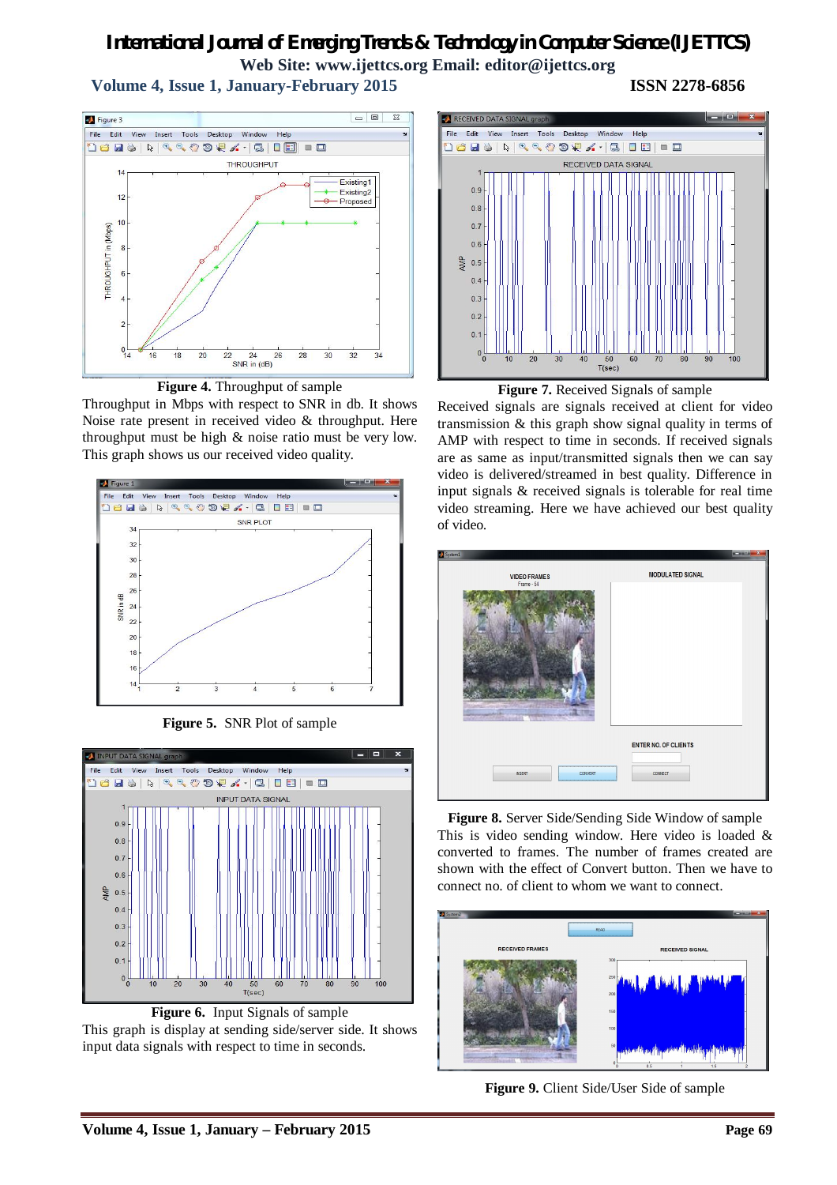**Figure 4.** Throughput of sample

Throughput in Mbps with respect to SNR in db. It shows Noise rate present in received video & throughput. Here throughput must be high & noise ratio must be very low. This graph shows us our received video quality.

**Figure 5.** SNR Plot of sample

**Figure 6.** Input Signals of sample

This graph is display at sending side/server side. It shows input data signals with respect to time in seconds.

**Figure 7.** Received Signals of sample

Received signals are signals received at client for video transmission & this graph show signal quality in terms of AMP with respect to time in seconds. If received signals are as same as input/transmitted signals then we can say video is delivered/streamed in best quality. Difference in input signals & received signals is tolerable for real time video streaming. Here we have achieved our best quality of video.

**Figure 8.** Server Side/Sending Side Window of sample

This is video sending window. Here video is loaded & converted to frames. The number of frames created are shown with the effect of Convert button. Then we have to connect no. of client to whom we want to connect.

**Figure 9.** Client Side/User Side of sample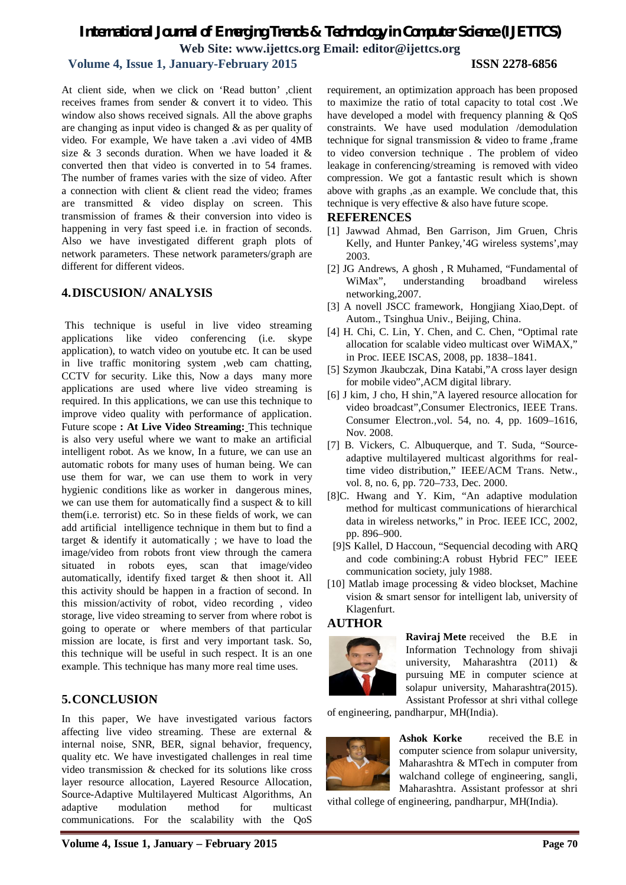At client side, when we click on 'Read button' ,client receives frames from sender & convert it to video. This window also shows received signals. All the above graphs are changing as input video is changed & as per quality of video. For example, We have taken a .avi video of 4MB size & 3 seconds duration. When we have loaded it & converted then that video is converted in to 54 frames. The number of frames varies with the size of video. After a connection with client & client read the video; frames are transmitted & video display on screen. This transmission of frames & their conversion into video is happening in very fast speed i.e. in fraction of seconds. Also we have investigated different graph plots of network parameters. These network parameters/graph are different for different videos.

## 4. DISCUSION/ ANALYSIS

This technique is useful in live video streaming applications like video conferencing (i.e. skype application), to watch video on youtube etc. It can be used in live traffic monitoring system ,web cam chatting, CCTV for security. Like this, Now a days many more applications are used where live video streaming is required. In this applications, we can use this technique to improve video quality with performance of application. Future scope **: At Live Video Streaming:** This technique is also very useful where we want to make an artificial intelligent robot. As we know, In a future, we can use an automatic robots for many uses of human being. We can use them for war, we can use them to work in very hygienic conditions like as worker in dangerous mines, we can use them for automatically find a suspect & to kill them(i.e. terrorist) etc. So in these fields of work, we can add artificial intelligence technique in them but to find a target & identify it automatically ; we have to load the image/video from robots front view through the camera situated in robots eyes, scan that image/video automatically, identify fixed target & then shoot it. All this activity should be happen in a fraction of second. In this mission/activity of robot, video recording , video storage, live video streaming to server from where robot is going to operate or where members of that particular mission are locate, is first and very important task. So, this technique will be useful in such respect. It is an one example. This technique has many more real time uses.

## 5. CONCLUSION

In this paper, We have investigated various factors affecting live video streaming. These are external & internal noise, SNR, BER, signal behavior, frequency, quality etc. We have investigated challenges in real time video transmission & checked for its solutions like cross layer resource allocation, Layered Resource Allocation, Source-Adaptive Multilayered Multicast Algorithms, An adaptive modulation method for multicast communications. For the scalability with the QoS requirement, an optimization approach has been proposed to maximize the ratio of total capacity to total cost .We have developed a model with frequency planning & QoS constraints. We have used modulation /demodulation technique for signal transmission & video to frame ,frame to video conversion technique . The problem of video leakage in conferencing/streaming is removed with video compression. We got a fantastic result which is shown above with graphs ,as an example. We conclude that, this technique is very effective & also have future scope.

## REFERENCES

[1] Jawwad Ahmad, Ben Garrison, Jim Gruen, Chris Kelly, and Hunter Pankey,'4G wireless systems',may 2003.

[2] JG Andrews, A ghosh , R Muhamed, "Fundamental of WiMax", understanding broadband wireless networking,2007.

[3] A novell JSCC framework, Hongjiang Xiao,Dept. of Autom., Tsinghua Univ., Beijing, China.

[4] H. Chi, C. Lin, Y. Chen, and C. Chen, "Optimal rate allocation for scalable video multicast over WiMAX," in Proc. IEEE ISCAS, 2008, pp. 1838–1841.

[5] Szymon Jkaubczak, Dina Katabi,"A cross layer design for mobile video",ACM digital library.

[6] J kim, J cho, H shin,"A layered resource allocation for video broadcast",Consumer Electronics, IEEE Trans. Consumer Electron.,vol. 54, no. 4, pp. 1609–1616, Nov. 2008.

[7] B. Vickers, C. Albuquerque, and T. Suda, "Source-adaptive multilayered multicast algorithms for real-time video distribution," IEEE/ACM Trans. Netw., vol. 8, no. 6, pp. 720–733, Dec. 2000.

[8]C. Hwang and Y. Kim, "An adaptive modulation method for multicast communications of hierarchical data in wireless networks," in Proc. IEEE ICC, 2002, pp. 896–900.

[9]S Kallel, D Haccoun, "Sequencial decoding with ARQ and code combining:A robust Hybrid FEC" IEEE communication society, july 1988.

[10] Matlab image processing & video blockset, Machine vision & smart sensor for intelligent lab, university of Klagenfurt.

## AUTHOR

**Raviraj Mete** received the B.E in Information Technology from shivaji university, Maharashtra (2011) & pursuing ME in computer science at solapur university, Maharashtra(2015). Assistant Professor at shri vithal college of engineering, pandharpur, MH(India).

**Ashok Korke** received the B.E in computer science from solapur university, Maharashtra & MTech in computer from walchand college of engineering, sangli, Maharashtra. Assistant professor at shri vithal college of engineering, pandharpur, MH(India).